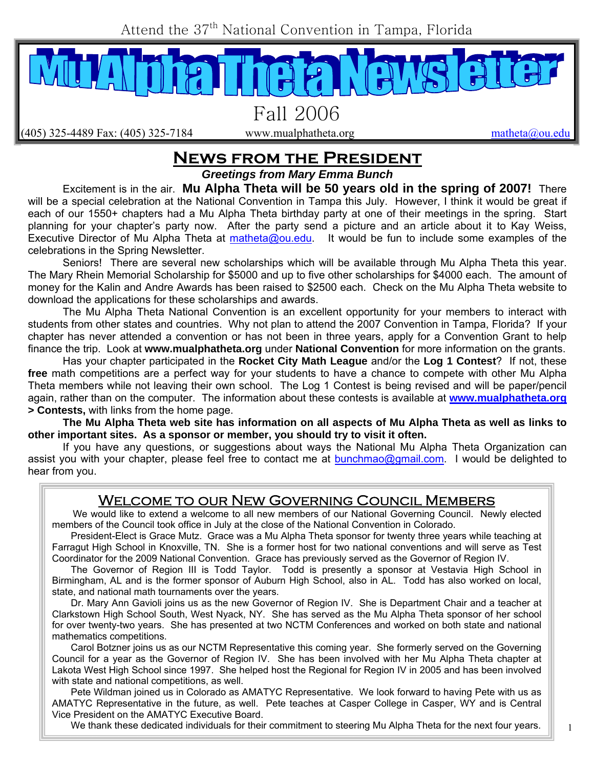Attend the 37th National Convention in Tampa, Florida

# Mu Alpha Theta Newsletter

Fall 2006

(405) 325-4489 Fax: (405) 325-7184 www.mualphatheta.org matheta@ou.edu

## News from the President

***Greetings from Mary Emma Bunch***

Excitement is in the air. **Mu Alpha Theta will be 50 years old in the spring of 2007!** There will be a special celebration at the National Convention in Tampa this July. However, I think it would be great if each of our 1550+ chapters had a Mu Alpha Theta birthday party at one of their meetings in the spring. Start planning for your chapter's party now. After the party send a picture and an article about it to Kay Weiss, Executive Director of Mu Alpha Theta at matheta@ou.edu. It would be fun to include some examples of the celebrations in the Spring Newsletter.

Seniors! There are several new scholarships which will be available through Mu Alpha Theta this year. The Mary Rhein Memorial Scholarship for $5000 and up to five other scholarships for $4000 each. The amount of money for the Kalin and Andre Awards has been raised to $2500 each. Check on the Mu Alpha Theta website to download the applications for these scholarships and awards.

The Mu Alpha Theta National Convention is an excellent opportunity for your members to interact with students from other states and countries. Why not plan to attend the 2007 Convention in Tampa, Florida? If your chapter has never attended a convention or has not been in three years, apply for a Convention Grant to help finance the trip. Look at **www.mualphatheta.org** under **National Convention** for more information on the grants.

Has your chapter participated in the **Rocket City Math League** and/or the **Log 1 Contest**? If not, these **free** math competitions are a perfect way for your students to have a chance to compete with other Mu Alpha Theta members while not leaving their own school. The Log 1 Contest is being revised and will be paper/pencil again, rather than on the computer. The information about these contests is available at **www.mualphatheta.org > Contests,** with links from the home page.

**The Mu Alpha Theta web site has information on all aspects of Mu Alpha Theta as well as links to other important sites. As a sponsor or member, you should try to visit it often.**

If you have any questions, or suggestions about ways the National Mu Alpha Theta Organization can assist you with your chapter, please feel free to contact me at bunchmao@gmail.com. I would be delighted to hear from you.

## Welcome to our New Governing Council Members

We would like to extend a welcome to all new members of our National Governing Council. Newly elected members of the Council took office in July at the close of the National Convention in Colorado.

President-Elect is Grace Mutz. Grace was a Mu Alpha Theta sponsor for twenty three years while teaching at Farragut High School in Knoxville, TN. She is a former host for two national conventions and will serve as Test Coordinator for the 2009 National Convention. Grace has previously served as the Governor of Region IV.

The Governor of Region III is Todd Taylor. Todd is presently a sponsor at Vestavia High School in Birmingham, AL and is the former sponsor of Auburn High School, also in AL. Todd has also worked on local, state, and national math tournaments over the years.

Dr. Mary Ann Gavioli joins us as the new Governor of Region IV. She is Department Chair and a teacher at Clarkstown High School South, West Nyack, NY. She has served as the Mu Alpha Theta sponsor of her school for over twenty-two years. She has presented at two NCTM Conferences and worked on both state and national mathematics competitions.

Carol Botzner joins us as our NCTM Representative this coming year. She formerly served on the Governing Council for a year as the Governor of Region IV. She has been involved with her Mu Alpha Theta chapter at Lakota West High School since 1997. She helped host the Regional for Region IV in 2005 and has been involved with state and national competitions, as well.

Pete Wildman joined us in Colorado as AMATYC Representative. We look forward to having Pete with us as AMATYC Representative in the future, as well. Pete teaches at Casper College in Casper, WY and is Central Vice President on the AMATYC Executive Board.

We thank these dedicated individuals for their commitment to steering Mu Alpha Theta for the next four years.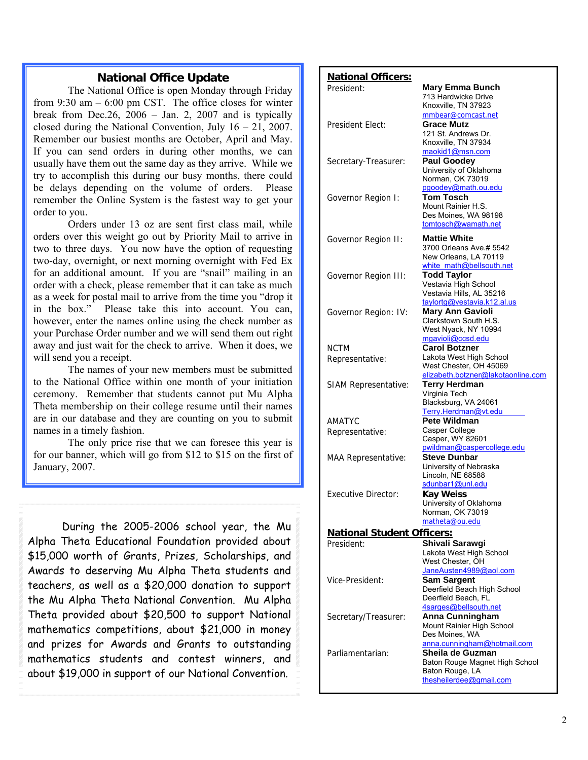## National Office Update

The National Office is open Monday through Friday from 9:30 am – 6:00 pm CST. The office closes for winter break from Dec.26, 2006 – Jan. 2, 2007 and is typically closed during the National Convention, July 16 – 21, 2007. Remember our busiest months are October, April and May. If you can send orders in during other months, we can usually have them out the same day as they arrive. While we try to accomplish this during our busy months, there could be delays depending on the volume of orders. Please remember the Online System is the fastest way to get your order to you.

Orders under 13 oz are sent first class mail, while orders over this weight go out by Priority Mail to arrive in two to three days. You now have the option of requesting two-day, overnight, or next morning overnight with Fed Ex for an additional amount. If you are "snail" mailing in an order with a check, please remember that it can take as much as a week for postal mail to arrive from the time you "drop it in the box." Please take this into account. You can, however, enter the names online using the check number as your Purchase Order number and we will send them out right away and just wait for the check to arrive. When it does, we will send you a receipt.

The names of your new members must be submitted to the National Office within one month of your initiation ceremony. Remember that students cannot put Mu Alpha Theta membership on their college resume until their names are in our database and they are counting on you to submit names in a timely fashion.

The only price rise that we can foresee this year is for our banner, which will go from $12 to $15 on the first of January, 2007.

During the 2005-2006 school year, the Mu Alpha Theta Educational Foundation provided about $15,000 worth of Grants, Prizes, Scholarships, and Awards to deserving Mu Alpha Theta students and teachers, as well as a $20,000 donation to support the Mu Alpha Theta National Convention. Mu Alpha Theta provided about $20,500 to support National mathematics competitions, about $21,000 in money and prizes for Awards and Grants to outstanding mathematics students and contest winners, and about $19,000 in support of our National Convention.

## National Officers:

| | |
|---|---|
| President: | **Mary Emma Bunch**<br>713 Hardwicke Drive<br>Knoxville, TN 37923<br>mmbear@comcast.net |
| President Elect: | **Grace Mutz**<br>121 St. Andrews Dr.<br>Knoxville, TN 37934<br>maokid1@msn.com |
| Secretary-Treasurer: | **Paul Goodey**<br>University of Oklahoma<br>Norman, OK 73019<br>pgoodey@math.ou.edu |
| Governor Region I: | **Tom Tosch**<br>Mount Rainier H.S.<br>Des Moines, WA 98198<br>tomtosch@wamath.net |
| Governor Region II: | **Mattie White**<br>3700 Orleans Ave.# 5542<br>New Orleans, LA 70119<br>white_math@bellsouth.net |
| Governor Region III: | **Todd Taylor**<br>Vestavia High School<br>Vestavia Hills, AL 35216<br>taylortg@vestavia.k12.al.us |
| Governor Region: IV: | **Mary Ann Gavioli**<br>Clarkstown South H.S.<br>West Nyack, NY 10994<br>mgavioli@ccsd.edu |
| NCTM Representative: | **Carol Botzner**<br>Lakota West High School<br>West Chester, OH 45069<br>elizabeth.botzner@lakotaonline.com |
| SIAM Representative: | **Terry Herdman**<br>Virginia Tech<br>Blacksburg, VA 24061<br>Terry.Herdman@vt.edu |
| AMATYC Representative: | **Pete Wildman**<br>Casper College<br>Casper, WY 82601<br>pwildman@caspercollege.edu |
| MAA Representative: | **Steve Dunbar**<br>University of Nebraska<br>Lincoln, NE 68588<br>sdunbar1@unl.edu |
| Executive Director: | **Kay Weiss**<br>University of Oklahoma<br>Norman, OK 73019<br>matheta@ou.edu |

## National Student Officers:

| | |
|---|---|
| President: | **Shivali Sarawgi**<br>Lakota West High School<br>West Chester, OH<br>JaneAusten4989@aol.com |
| Vice-President: | **Sam Sargent**<br>Deerfield Beach High School<br>Deerfield Beach, FL<br>4sarges@bellsouth.net |
| Secretary/Treasurer: | **Anna Cunningham**<br>Mount Rainier High School<br>Des Moines, WA<br>anna.cunningham@hotmail.com |
| Parliamentarian: | **Sheila de Guzman**<br>Baton Rouge Magnet High School<br>Baton Rouge, LA<br>thesheilerdee@gmail.com |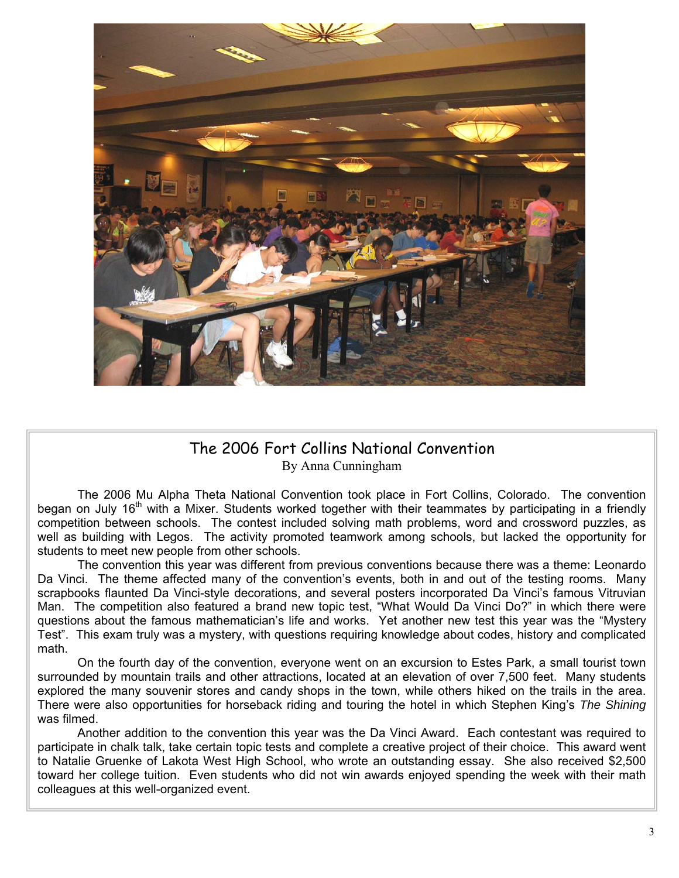## The 2006 Fort Collins National Convention

By Anna Cunningham

The 2006 Mu Alpha Theta National Convention took place in Fort Collins, Colorado. The convention began on July 16th with a Mixer. Students worked together with their teammates by participating in a friendly competition between schools. The contest included solving math problems, word and crossword puzzles, as well as building with Legos. The activity promoted teamwork among schools, but lacked the opportunity for students to meet new people from other schools.

The convention this year was different from previous conventions because there was a theme: Leonardo Da Vinci. The theme affected many of the convention's events, both in and out of the testing rooms. Many scrapbooks flaunted Da Vinci-style decorations, and several posters incorporated Da Vinci's famous Vitruvian Man. The competition also featured a brand new topic test, "What Would Da Vinci Do?" in which there were questions about the famous mathematician's life and works. Yet another new test this year was the "Mystery Test". This exam truly was a mystery, with questions requiring knowledge about codes, history and complicated math.

On the fourth day of the convention, everyone went on an excursion to Estes Park, a small tourist town surrounded by mountain trails and other attractions, located at an elevation of over 7,500 feet. Many students explored the many souvenir stores and candy shops in the town, while others hiked on the trails in the area. There were also opportunities for horseback riding and touring the hotel in which Stephen King's *The Shining* was filmed.

Another addition to the convention this year was the Da Vinci Award. Each contestant was required to participate in chalk talk, take certain topic tests and complete a creative project of their choice. This award went to Natalie Gruenke of Lakota West High School, who wrote an outstanding essay. She also received $2,500 toward her college tuition. Even students who did not win awards enjoyed spending the week with their math colleagues at this well-organized event.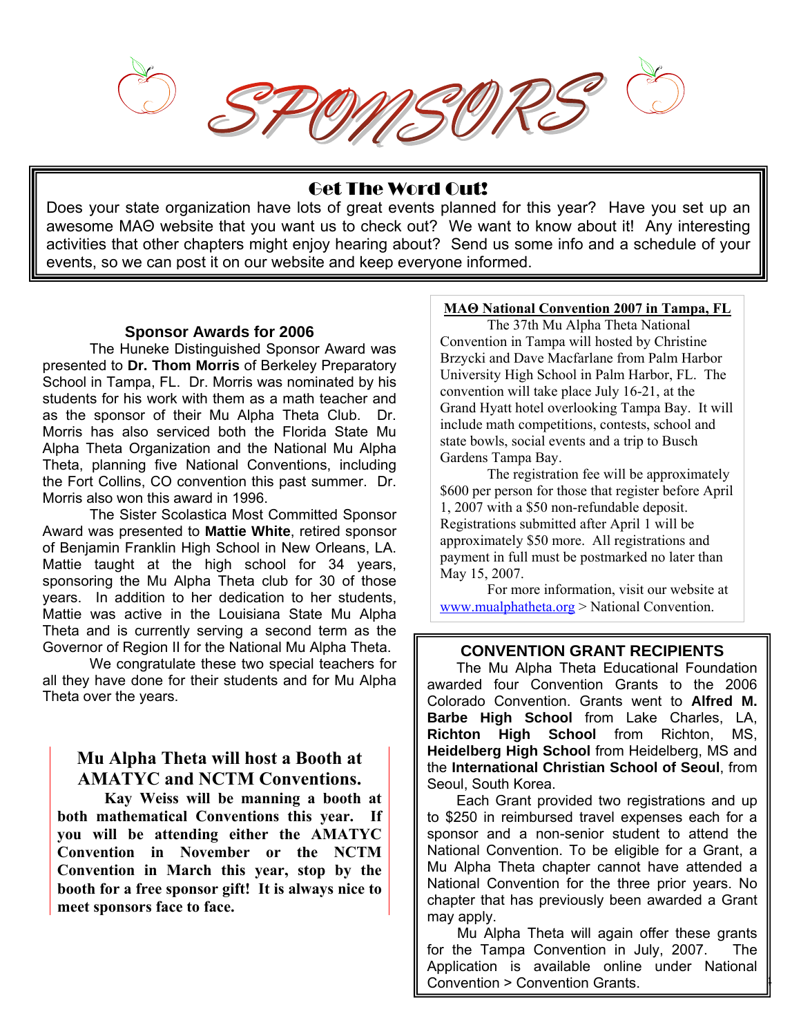# SPONSORS

## Get The Word Out!

Does your state organization have lots of great events planned for this year? Have you set up an awesome MAΘ website that you want us to check out? We want to know about it! Any interesting activities that other chapters might enjoy hearing about? Send us some info and a schedule of your events, so we can post it on our website and keep everyone informed.

### Sponsor Awards for 2006

The Huneke Distinguished Sponsor Award was presented to **Dr. Thom Morris** of Berkeley Preparatory School in Tampa, FL. Dr. Morris was nominated by his students for his work with them as a math teacher and as the sponsor of their Mu Alpha Theta Club. Dr. Morris has also serviced both the Florida State Mu Alpha Theta Organization and the National Mu Alpha Theta, planning five National Conventions, including the Fort Collins, CO convention this past summer. Dr. Morris also won this award in 1996.

The Sister Scolastica Most Committed Sponsor Award was presented to **Mattie White**, retired sponsor of Benjamin Franklin High School in New Orleans, LA. Mattie taught at the high school for 34 years, sponsoring the Mu Alpha Theta club for 30 of those years. In addition to her dedication to her students, Mattie was active in the Louisiana State Mu Alpha Theta and is currently serving a second term as the Governor of Region II for the National Mu Alpha Theta.

We congratulate these two special teachers for all they have done for their students and for Mu Alpha Theta over the years.

### Mu Alpha Theta will host a Booth at AMATYC and NCTM Conventions.

**Kay Weiss will be manning a booth at both mathematical Conventions this year. If you will be attending either the AMATYC Convention in November or the NCTM Convention in March this year, stop by the booth for a free sponsor gift! It is always nice to meet sponsors face to face.**

### MAΘ National Convention 2007 in Tampa, FL

The 37th Mu Alpha Theta National Convention in Tampa will hosted by Christine Brzycki and Dave Macfarlane from Palm Harbor University High School in Palm Harbor, FL. The convention will take place July 16-21, at the Grand Hyatt hotel overlooking Tampa Bay. It will include math competitions, contests, school and state bowls, social events and a trip to Busch Gardens Tampa Bay.

The registration fee will be approximately $600 per person for those that register before April 1, 2007 with a $50 non-refundable deposit. Registrations submitted after April 1 will be approximately $50 more. All registrations and payment in full must be postmarked no later than May 15, 2007.

For more information, visit our website at www.mualphatheta.org > National Convention.

### CONVENTION GRANT RECIPIENTS

The Mu Alpha Theta Educational Foundation awarded four Convention Grants to the 2006 Colorado Convention. Grants went to **Alfred M. Barbe High School** from Lake Charles, LA, **Richton High School** from Richton, MS, **Heidelberg High School** from Heidelberg, MS and the **International Christian School of Seoul**, from Seoul, South Korea.

Each Grant provided two registrations and up to $250 in reimbursed travel expenses each for a sponsor and a non-senior student to attend the National Convention. To be eligible for a Grant, a Mu Alpha Theta chapter cannot have attended a National Convention for the three prior years. No chapter that has previously been awarded a Grant may apply.

Mu Alpha Theta will again offer these grants for the Tampa Convention in July, 2007. The Application is available online under National Convention > Convention Grants.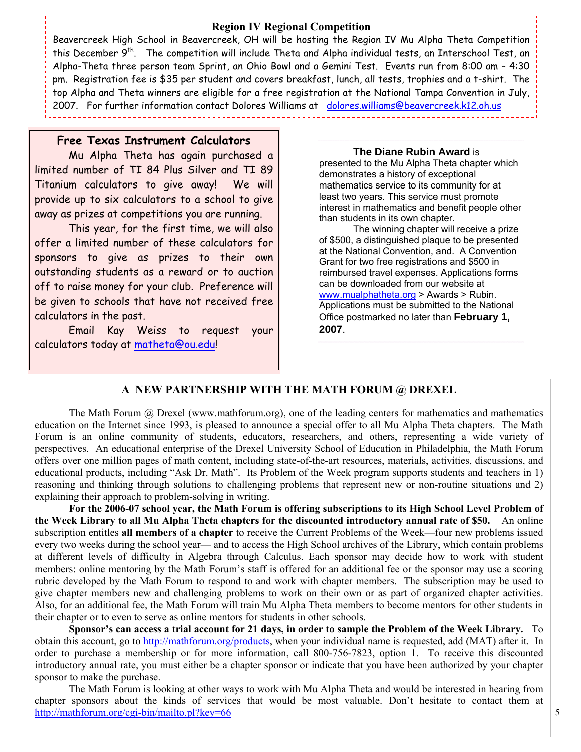## Region IV Regional Competition

Beavercreek High School in Beavercreek, OH will be hosting the Region IV Mu Alpha Theta Competition this December 9th. The competition will include Theta and Alpha individual tests, an Interschool Test, an Alpha-Theta three person team Sprint, an Ohio Bowl and a Gemini Test. Events run from 8:00 am – 4:30 pm. Registration fee is $35 per student and covers breakfast, lunch, all tests, trophies and a t-shirt. The top Alpha and Theta winners are eligible for a free registration at the National Tampa Convention in July, 2007. For further information contact Dolores Williams at dolores.williams@beavercreek.k12.oh.us

## Free Texas Instrument Calculators

Mu Alpha Theta has again purchased a limited number of TI 84 Plus Silver and TI 89 Titanium calculators to give away! We will provide up to six calculators to a school to give away as prizes at competitions you are running.

This year, for the first time, we will also offer a limited number of these calculators for sponsors to give as prizes to their own outstanding students as a reward or to auction off to raise money for your club. Preference will be given to schools that have not received free calculators in the past.

Email Kay Weiss to request your calculators today at matheta@ou.edu!

**The Diane Rubin Award** is presented to the Mu Alpha Theta chapter which demonstrates a history of exceptional mathematics service to its community for at least two years. This service must promote interest in mathematics and benefit people other than students in its own chapter.

The winning chapter will receive a prize of $500, a distinguished plaque to be presented at the National Convention, and. A Convention Grant for two free registrations and $500 in reimbursed travel expenses. Applications forms can be downloaded from our website at www.mualphatheta.org > Awards > Rubin. Applications must be submitted to the National Office postmarked no later than **February 1, 2007**.

## A NEW PARTNERSHIP WITH THE MATH FORUM @ DREXEL

The Math Forum @ Drexel (www.mathforum.org), one of the leading centers for mathematics and mathematics education on the Internet since 1993, is pleased to announce a special offer to all Mu Alpha Theta chapters. The Math Forum is an online community of students, educators, researchers, and others, representing a wide variety of perspectives. An educational enterprise of the Drexel University School of Education in Philadelphia, the Math Forum offers over one million pages of math content, including state-of-the-art resources, materials, activities, discussions, and educational products, including "Ask Dr. Math". Its Problem of the Week program supports students and teachers in 1) reasoning and thinking through solutions to challenging problems that represent new or non-routine situations and 2) explaining their approach to problem-solving in writing.

**For the 2006-07 school year, the Math Forum is offering subscriptions to its High School Level Problem of the Week Library to all Mu Alpha Theta chapters for the discounted introductory annual rate of $50.** An online subscription entitles **all members of a chapter** to receive the Current Problems of the Week—four new problems issued every two weeks during the school year— and to access the High School archives of the Library, which contain problems at different levels of difficulty in Algebra through Calculus. Each sponsor may decide how to work with student members: online mentoring by the Math Forum's staff is offered for an additional fee or the sponsor may use a scoring rubric developed by the Math Forum to respond to and work with chapter members. The subscription may be used to give chapter members new and challenging problems to work on their own or as part of organized chapter activities. Also, for an additional fee, the Math Forum will train Mu Alpha Theta members to become mentors for other students in their chapter or to even to serve as online mentors for students in other schools.

**Sponsor's can access a trial account for 21 days, in order to sample the Problem of the Week Library.** To obtain this account, go to http://mathforum.org/products, when your individual name is requested, add (MAT) after it. In order to purchase a membership or for more information, call 800-756-7823, option 1. To receive this discounted introductory annual rate, you must either be a chapter sponsor or indicate that you have been authorized by your chapter sponsor to make the purchase.

The Math Forum is looking at other ways to work with Mu Alpha Theta and would be interested in hearing from chapter sponsors about the kinds of services that would be most valuable. Don't hesitate to contact them at http://mathforum.org/cgi-bin/mailto.pl?key=66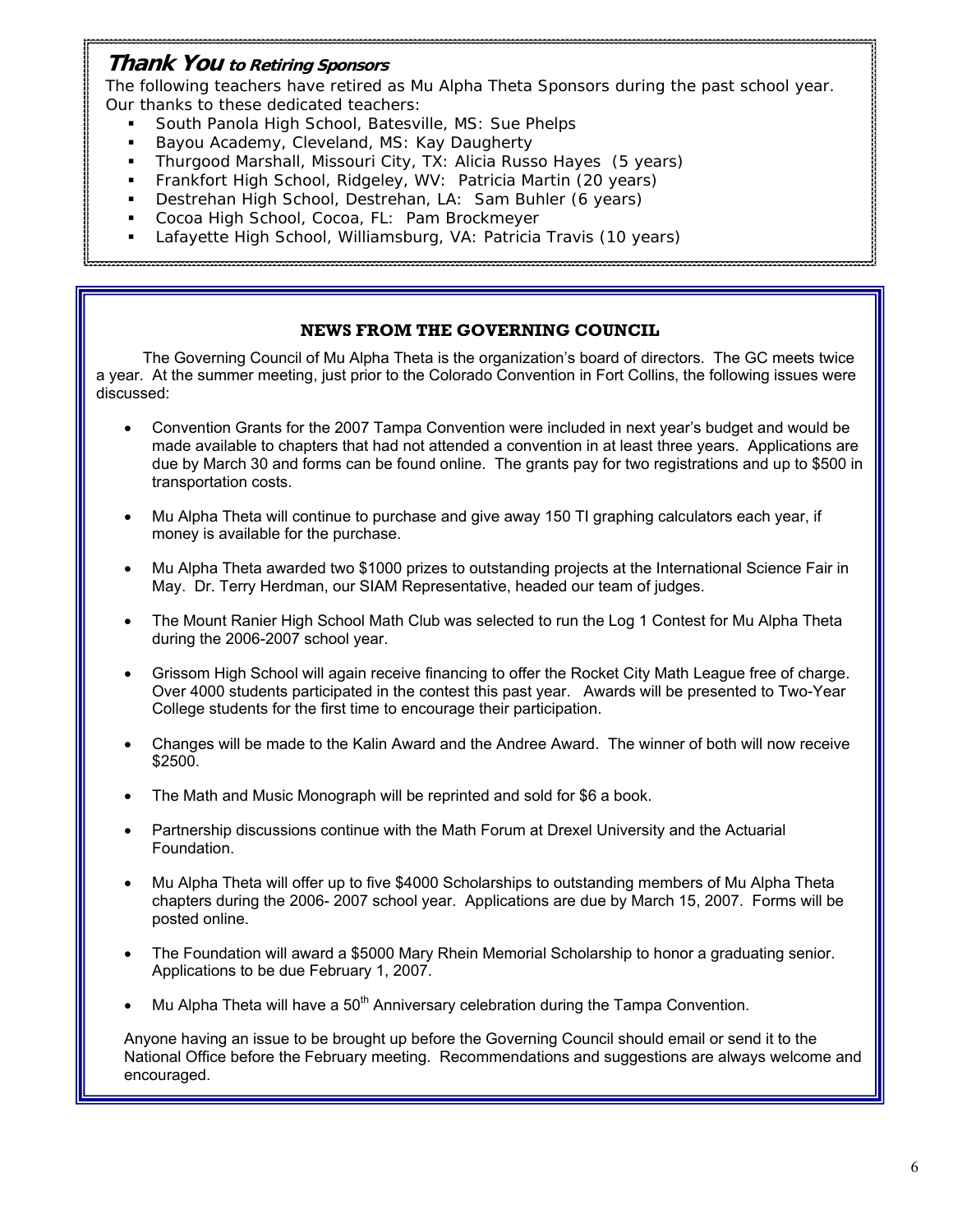## ***Thank You*** *to Retiring Sponsors*

The following teachers have retired as Mu Alpha Theta Sponsors during the past school year. Our thanks to these dedicated teachers:

- South Panola High School, Batesville, MS: Sue Phelps
- Bayou Academy, Cleveland, MS: Kay Daugherty
- Thurgood Marshall, Missouri City, TX: Alicia Russo Hayes (5 years)
- Frankfort High School, Ridgeley, WV: Patricia Martin (20 years)
- Destrehan High School, Destrehan, LA: Sam Buhler (6 years)
- Cocoa High School, Cocoa, FL: Pam Brockmeyer
- Lafayette High School, Williamsburg, VA: Patricia Travis (10 years)

## NEWS FROM THE GOVERNING COUNCIL

The Governing Council of Mu Alpha Theta is the organization's board of directors. The GC meets twice a year. At the summer meeting, just prior to the Colorado Convention in Fort Collins, the following issues were discussed:

- Convention Grants for the 2007 Tampa Convention were included in next year's budget and would be made available to chapters that had not attended a convention in at least three years. Applications are due by March 30 and forms can be found online. The grants pay for two registrations and up to $500 in transportation costs.
- Mu Alpha Theta will continue to purchase and give away 150 TI graphing calculators each year, if money is available for the purchase.
- Mu Alpha Theta awarded two $1000 prizes to outstanding projects at the International Science Fair in May. Dr. Terry Herdman, our SIAM Representative, headed our team of judges.
- The Mount Ranier High School Math Club was selected to run the Log 1 Contest for Mu Alpha Theta during the 2006-2007 school year.
- Grissom High School will again receive financing to offer the Rocket City Math League free of charge. Over 4000 students participated in the contest this past year. Awards will be presented to Two-Year College students for the first time to encourage their participation.
- Changes will be made to the Kalin Award and the Andree Award. The winner of both will now receive $2500.
- The Math and Music Monograph will be reprinted and sold for $6 a book.
- Partnership discussions continue with the Math Forum at Drexel University and the Actuarial Foundation.
- Mu Alpha Theta will offer up to five $4000 Scholarships to outstanding members of Mu Alpha Theta chapters during the 2006- 2007 school year. Applications are due by March 15, 2007. Forms will be posted online.
- The Foundation will award a $5000 Mary Rhein Memorial Scholarship to honor a graduating senior. Applications to be due February 1, 2007.
- Mu Alpha Theta will have a 50th Anniversary celebration during the Tampa Convention.

Anyone having an issue to be brought up before the Governing Council should email or send it to the National Office before the February meeting. Recommendations and suggestions are always welcome and encouraged.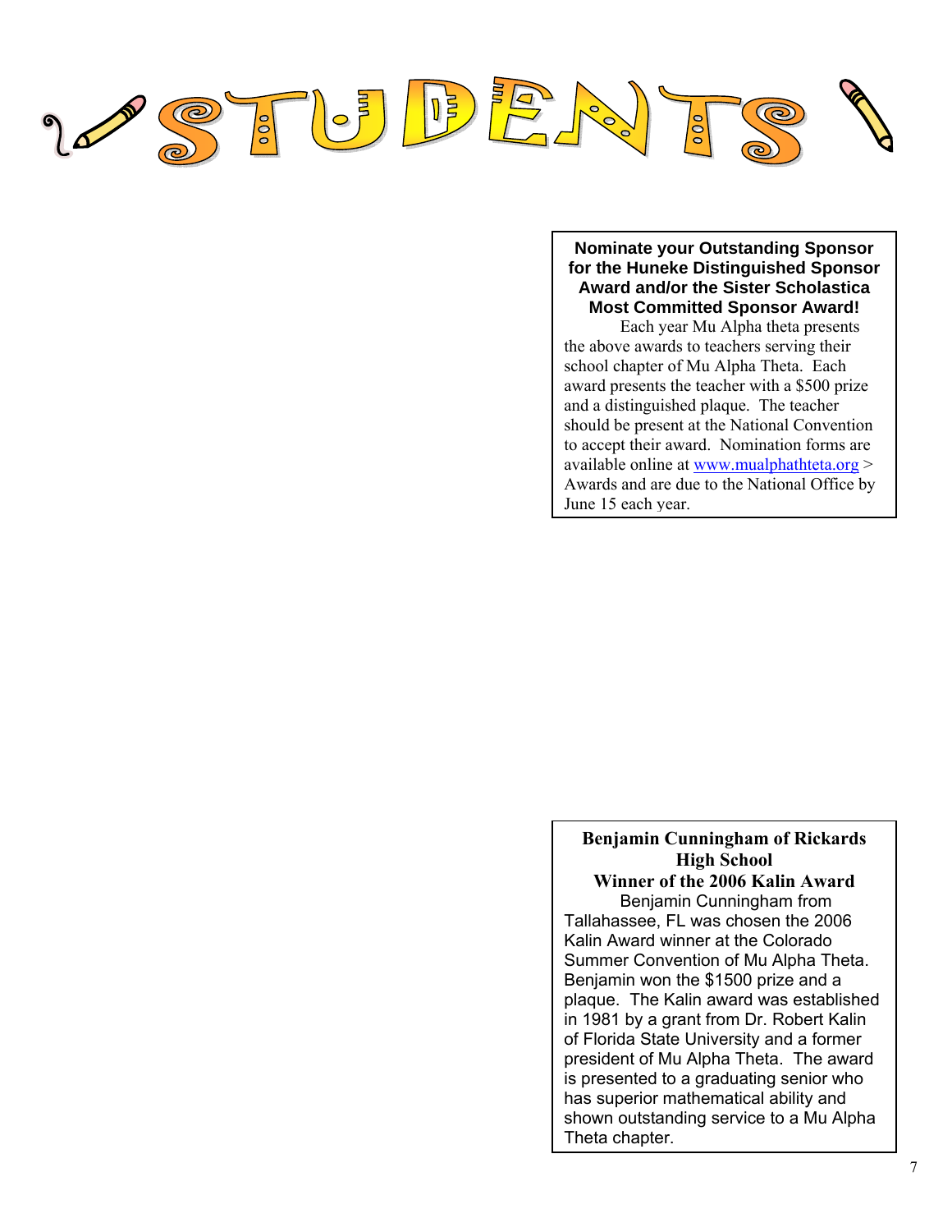# STUDENTS

**Nominate your Outstanding Sponsor for the Huneke Distinguished Sponsor Award and/or the Sister Scholastica Most Committed Sponsor Award!**

Each year Mu Alpha theta presents the above awards to teachers serving their school chapter of Mu Alpha Theta. Each award presents the teacher with a $500 prize and a distinguished plaque. The teacher should be present at the National Convention to accept their award. Nomination forms are available online at www.mualphathteta.org > Awards and are due to the National Office by June 15 each year.

**Benjamin Cunningham of Rickards High School**
**Winner of the 2006 Kalin Award**

Benjamin Cunningham from Tallahassee, FL was chosen the 2006 Kalin Award winner at the Colorado Summer Convention of Mu Alpha Theta. Benjamin won the $1500 prize and a plaque. The Kalin award was established in 1981 by a grant from Dr. Robert Kalin of Florida State University and a former president of Mu Alpha Theta. The award is presented to a graduating senior who has superior mathematical ability and shown outstanding service to a Mu Alpha Theta chapter.